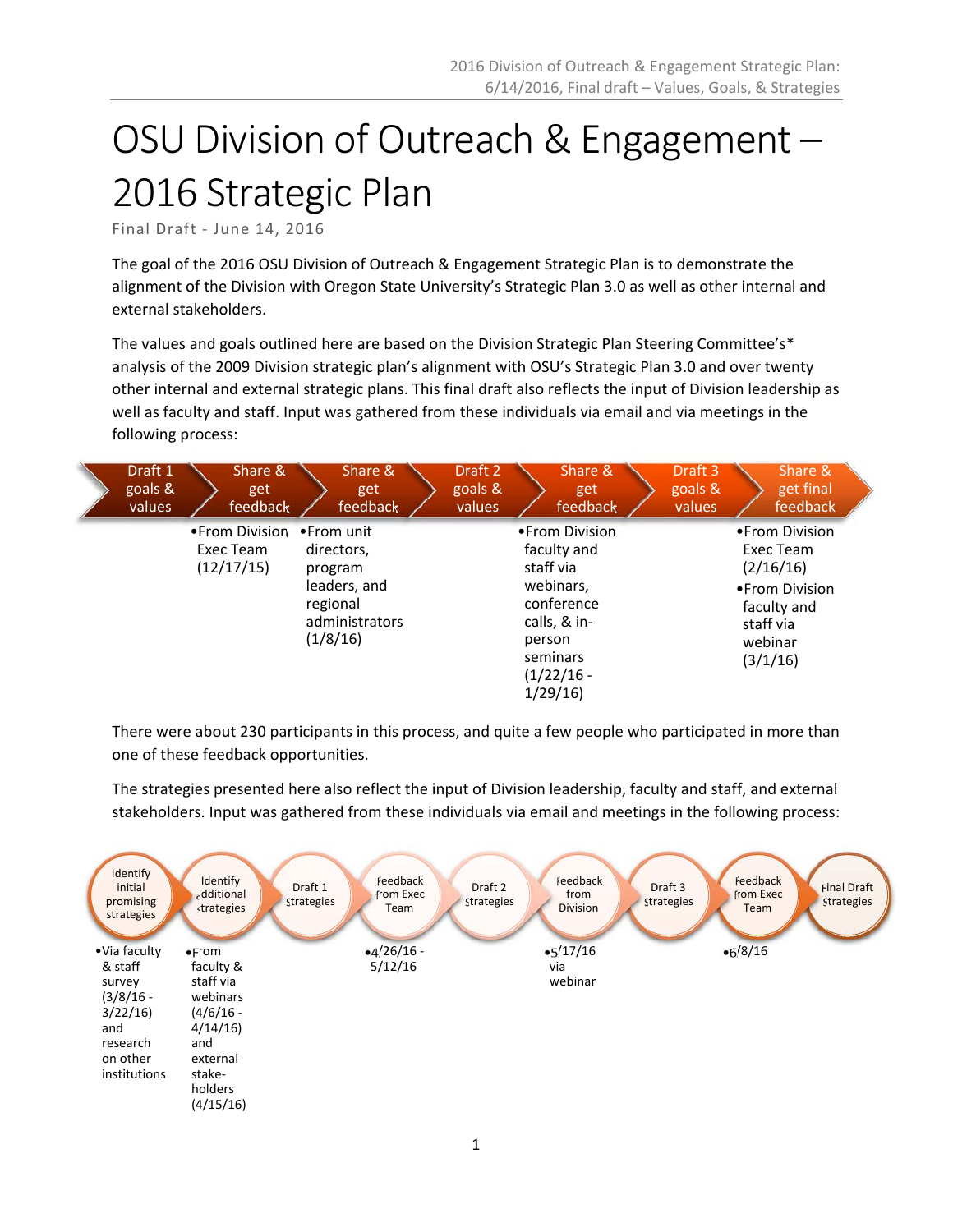# OSU Division of Outreach & Engagement – 2016 Strategic Plan

Final Draft - June 14, 2016

The goal of the 2016 OSU Division of Outreach & Engagement Strategic Plan is to demonstrate the alignment of the Division with Oregon State University's Strategic Plan 3.0 as well as other internal and external stakeholders.

The values and goals outlined here are based on the Division Strategic Plan Steering Committee's* analysis of the 2009 Division strategic plan's alignment with OSU's Strategic Plan 3.0 and over twenty other internal and external strategic plans. This final draft also reflects the input of Division leadership as well as faculty and staff. Input was gathered from these individuals via email and via meetings in the following process:

| Draft 1 goals & values | Share & get feedback | Share & get feedback | Draft 2 goals & values | Share & get feedback | Draft 3 goals & values | Share & get final feedback |
|---|---|---|---|---|---|---|
| | • From Division Exec Team (12/17/15) | • From unit directors, program leaders, and regional administrators (1/8/16) | | • From Division faculty and staff via webinars, conference calls, & in-person seminars (1/22/16 - 1/29/16) | | • From Division Exec Team (2/16/16)<br>• From Division faculty and staff via webinar (3/1/16) |

There were about 230 participants in this process, and quite a few people who participated in more than one of these feedback opportunities.

The strategies presented here also reflect the input of Division leadership, faculty and staff, and external stakeholders. Input was gathered from these individuals via email and meetings in the following process:

| Identify initial promising strategies | Identify additional strategies | Draft 1 Strategies | Feedback from Exec Team | Draft 2 Strategies | Feedback from Division | Draft 3 Strategies | Feedback from Exec Team | Final Draft Strategies |
|---|---|---|---|---|---|---|---|---|
| • Via faculty & staff survey (3/8/16 - 3/22/16) and research on other institutions | • From faculty & staff via webinars (4/6/16 - 4/14/16) and external stake-holders (4/15/16) | | • 4/26/16 - 5/12/16 | | • 5/17/16 via webinar | | • 6/8/16 | |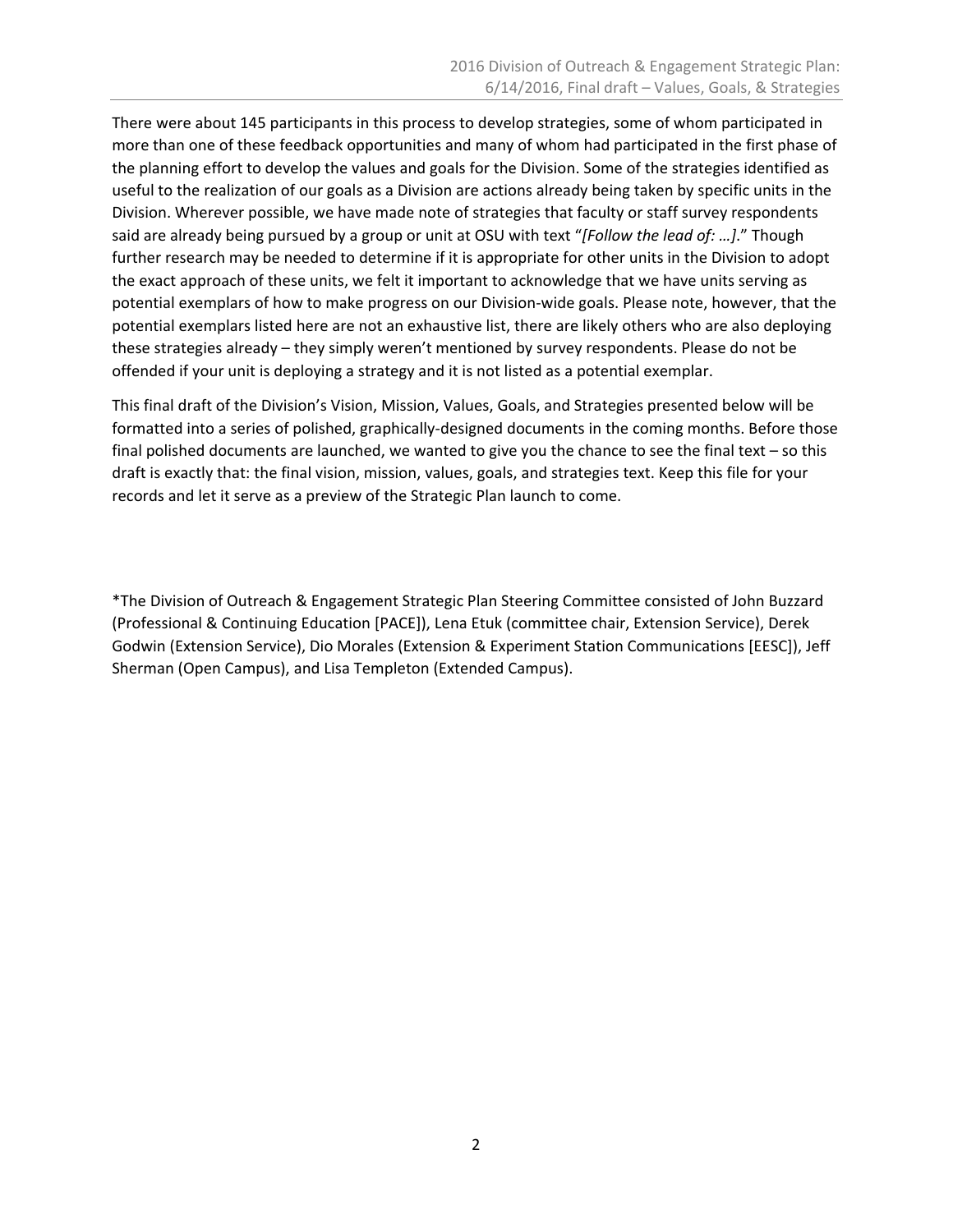There were about 145 participants in this process to develop strategies, some of whom participated in more than one of these feedback opportunities and many of whom had participated in the first phase of the planning effort to develop the values and goals for the Division. Some of the strategies identified as useful to the realization of our goals as a Division are actions already being taken by specific units in the Division. Wherever possible, we have made note of strategies that faculty or staff survey respondents said are already being pursued by a group or unit at OSU with text "*[Follow the lead of: …]*." Though further research may be needed to determine if it is appropriate for other units in the Division to adopt the exact approach of these units, we felt it important to acknowledge that we have units serving as potential exemplars of how to make progress on our Division-wide goals. Please note, however, that the potential exemplars listed here are not an exhaustive list, there are likely others who are also deploying these strategies already – they simply weren't mentioned by survey respondents. Please do not be offended if your unit is deploying a strategy and it is not listed as a potential exemplar.

This final draft of the Division's Vision, Mission, Values, Goals, and Strategies presented below will be formatted into a series of polished, graphically-designed documents in the coming months. Before those final polished documents are launched, we wanted to give you the chance to see the final text – so this draft is exactly that: the final vision, mission, values, goals, and strategies text. Keep this file for your records and let it serve as a preview of the Strategic Plan launch to come.

*The Division of Outreach & Engagement Strategic Plan Steering Committee consisted of John Buzzard (Professional & Continuing Education [PACE]), Lena Etuk (committee chair, Extension Service), Derek Godwin (Extension Service), Dio Morales (Extension & Experiment Station Communications [EESC]), Jeff Sherman (Open Campus), and Lisa Templeton (Extended Campus).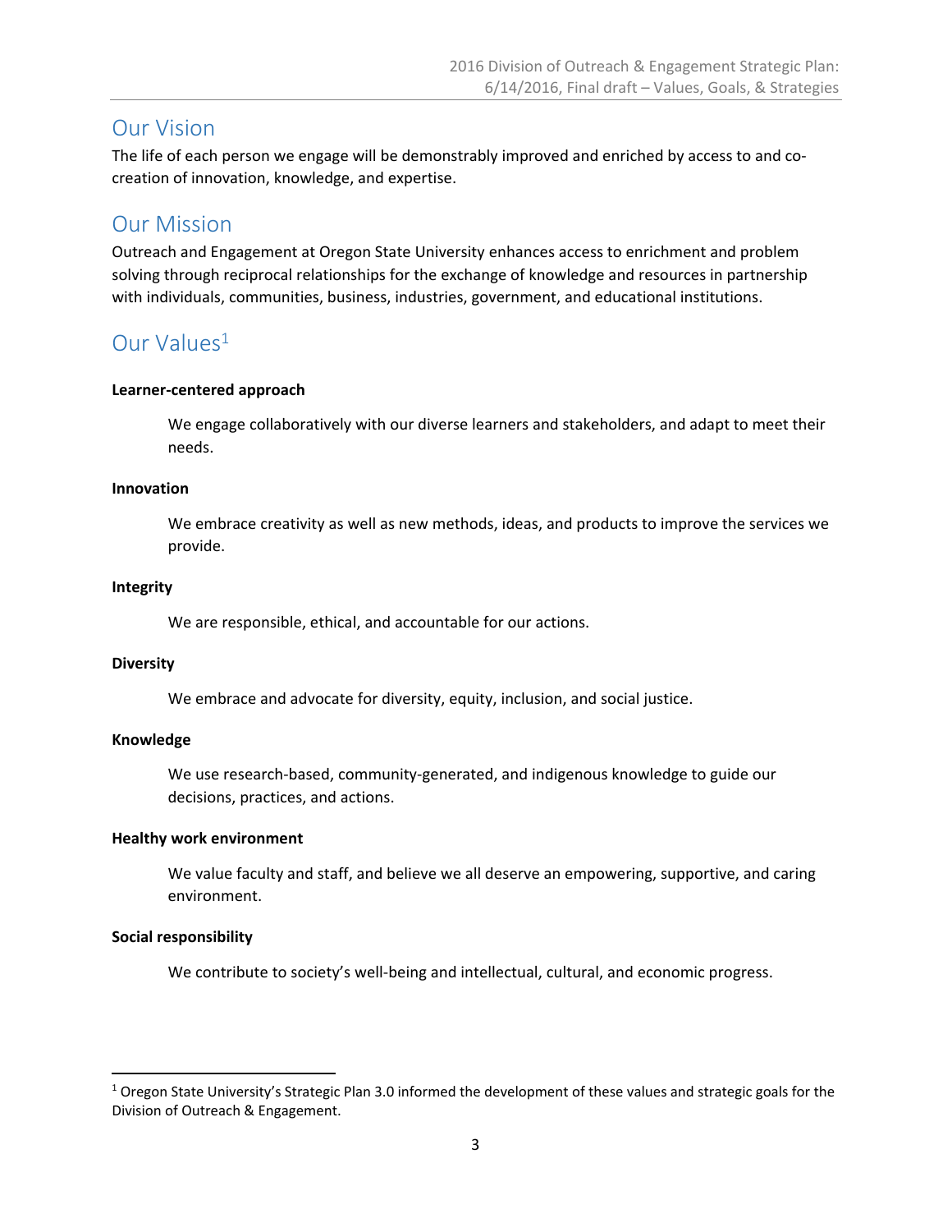## Our Vision

The life of each person we engage will be demonstrably improved and enriched by access to and co-creation of innovation, knowledge, and expertise.

## Our Mission

Outreach and Engagement at Oregon State University enhances access to enrichment and problem solving through reciprocal relationships for the exchange of knowledge and resources in partnership with individuals, communities, business, industries, government, and educational institutions.

## Our Values[1]

**Learner-centered approach**

> We engage collaboratively with our diverse learners and stakeholders, and adapt to meet their needs.

**Innovation**

> We embrace creativity as well as new methods, ideas, and products to improve the services we provide.

**Integrity**

> We are responsible, ethical, and accountable for our actions.

**Diversity**

> We embrace and advocate for diversity, equity, inclusion, and social justice.

**Knowledge**

> We use research-based, community-generated, and indigenous knowledge to guide our decisions, practices, and actions.

**Healthy work environment**

> We value faculty and staff, and believe we all deserve an empowering, supportive, and caring environment.

**Social responsibility**

> We contribute to society's well-being and intellectual, cultural, and economic progress.

---

[1] Oregon State University's Strategic Plan 3.0 informed the development of these values and strategic goals for the Division of Outreach & Engagement.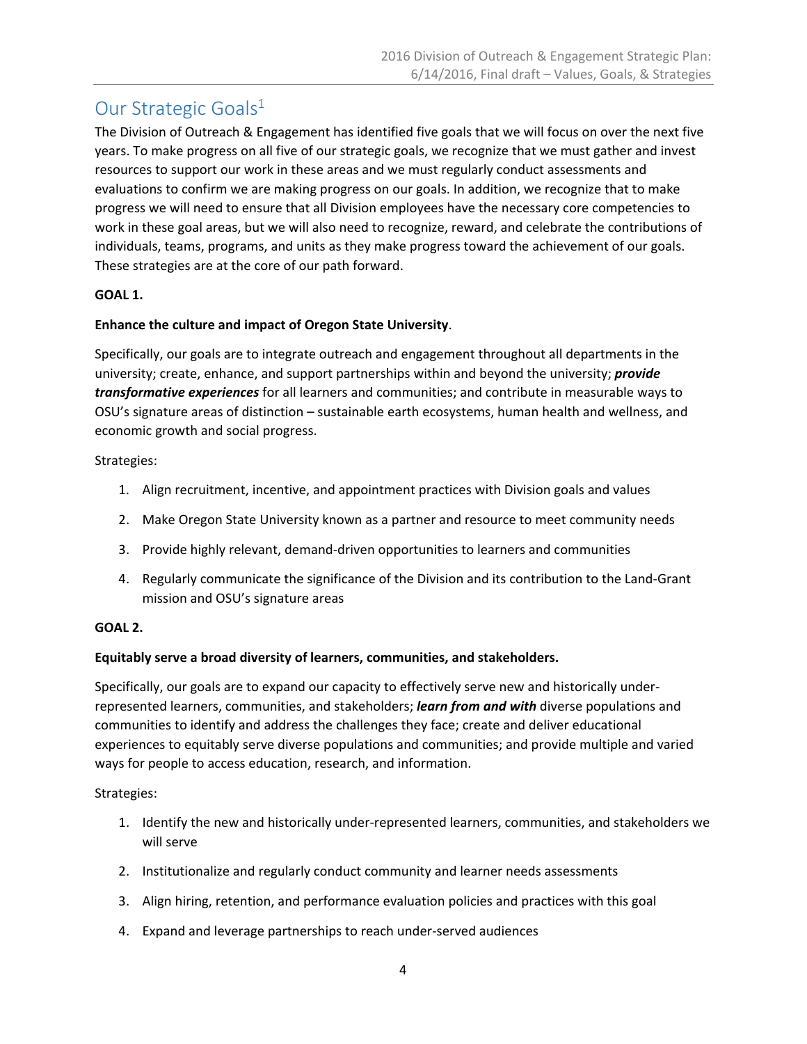## Our Strategic Goals[1]

The Division of Outreach & Engagement has identified five goals that we will focus on over the next five years. To make progress on all five of our strategic goals, we recognize that we must gather and invest resources to support our work in these areas and we must regularly conduct assessments and evaluations to confirm we are making progress on our goals. In addition, we recognize that to make progress we will need to ensure that all Division employees have the necessary core competencies to work in these goal areas, but we will also need to recognize, reward, and celebrate the contributions of individuals, teams, programs, and units as they make progress toward the achievement of our goals. These strategies are at the core of our path forward.

**GOAL 1.**

**Enhance the culture and impact of Oregon State University**.

Specifically, our goals are to integrate outreach and engagement throughout all departments in the university; create, enhance, and support partnerships within and beyond the university; ***provide transformative experiences*** for all learners and communities; and contribute in measurable ways to OSU's signature areas of distinction – sustainable earth ecosystems, human health and wellness, and economic growth and social progress.

Strategies:

1. Align recruitment, incentive, and appointment practices with Division goals and values
2. Make Oregon State University known as a partner and resource to meet community needs
3. Provide highly relevant, demand-driven opportunities to learners and communities
4. Regularly communicate the significance of the Division and its contribution to the Land-Grant mission and OSU's signature areas

**GOAL 2.**

**Equitably serve a broad diversity of learners, communities, and stakeholders.**

Specifically, our goals are to expand our capacity to effectively serve new and historically under-represented learners, communities, and stakeholders; ***learn from and with*** diverse populations and communities to identify and address the challenges they face; create and deliver educational experiences to equitably serve diverse populations and communities; and provide multiple and varied ways for people to access education, research, and information.

Strategies:

1. Identify the new and historically under-represented learners, communities, and stakeholders we will serve
2. Institutionalize and regularly conduct community and learner needs assessments
3. Align hiring, retention, and performance evaluation policies and practices with this goal
4. Expand and leverage partnerships to reach under-served audiences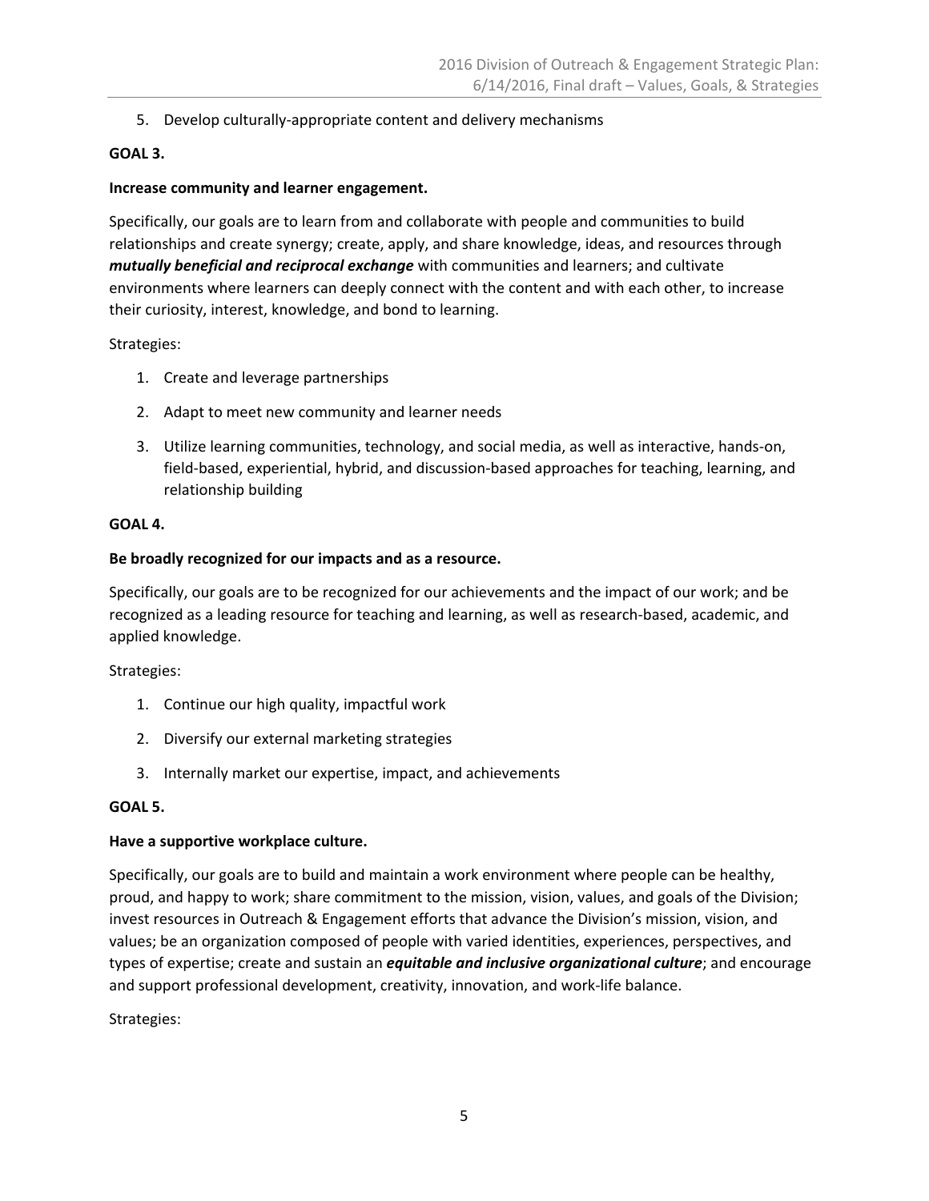5. Develop culturally-appropriate content and delivery mechanisms

**GOAL 3.**

**Increase community and learner engagement.**

Specifically, our goals are to learn from and collaborate with people and communities to build relationships and create synergy; create, apply, and share knowledge, ideas, and resources through ***mutually beneficial and reciprocal exchange*** with communities and learners; and cultivate environments where learners can deeply connect with the content and with each other, to increase their curiosity, interest, knowledge, and bond to learning.

Strategies:

1. Create and leverage partnerships
2. Adapt to meet new community and learner needs
3. Utilize learning communities, technology, and social media, as well as interactive, hands-on, field-based, experiential, hybrid, and discussion-based approaches for teaching, learning, and relationship building

**GOAL 4.**

**Be broadly recognized for our impacts and as a resource.**

Specifically, our goals are to be recognized for our achievements and the impact of our work; and be recognized as a leading resource for teaching and learning, as well as research-based, academic, and applied knowledge.

Strategies:

1. Continue our high quality, impactful work
2. Diversify our external marketing strategies
3. Internally market our expertise, impact, and achievements

**GOAL 5.**

**Have a supportive workplace culture.**

Specifically, our goals are to build and maintain a work environment where people can be healthy, proud, and happy to work; share commitment to the mission, vision, values, and goals of the Division; invest resources in Outreach & Engagement efforts that advance the Division's mission, vision, and values; be an organization composed of people with varied identities, experiences, perspectives, and types of expertise; create and sustain an ***equitable and inclusive organizational culture***; and encourage and support professional development, creativity, innovation, and work-life balance.

Strategies: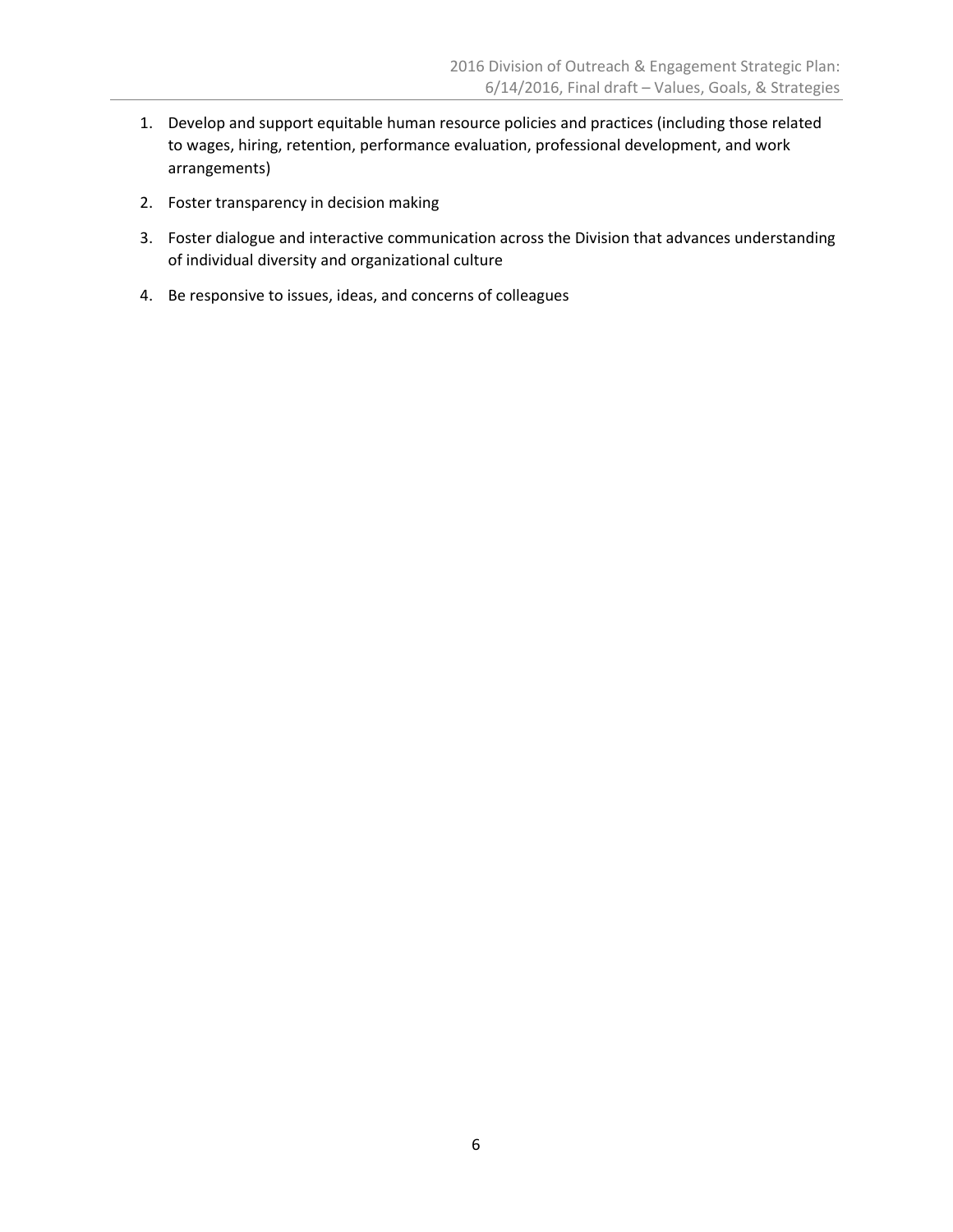1. Develop and support equitable human resource policies and practices (including those related to wages, hiring, retention, performance evaluation, professional development, and work arrangements)
2. Foster transparency in decision making
3. Foster dialogue and interactive communication across the Division that advances understanding of individual diversity and organizational culture
4. Be responsive to issues, ideas, and concerns of colleagues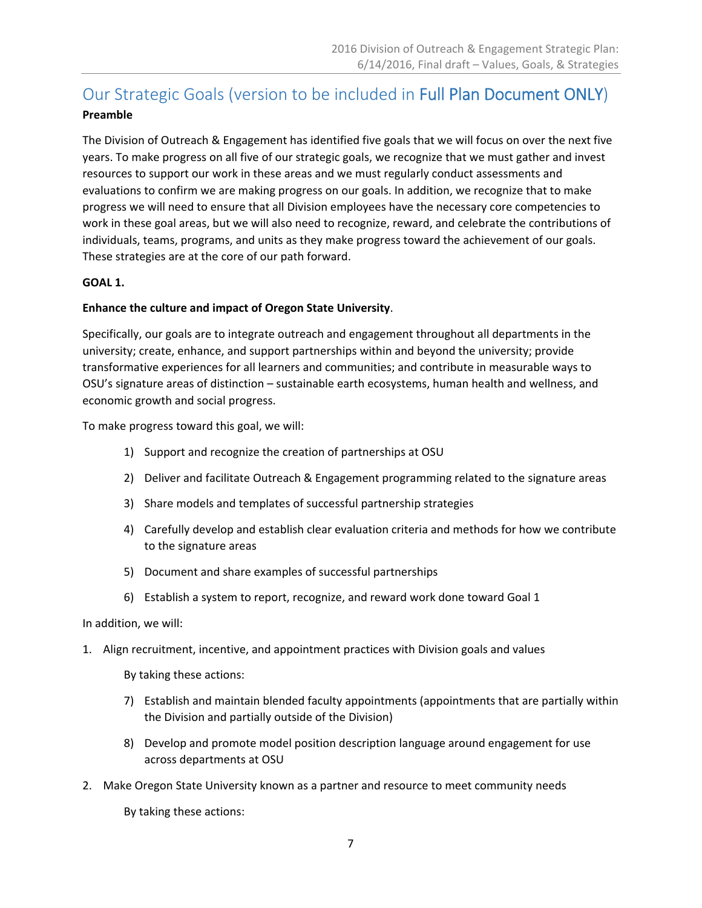## Our Strategic Goals (version to be included in Full Plan Document ONLY)

**Preamble**

The Division of Outreach & Engagement has identified five goals that we will focus on over the next five years. To make progress on all five of our strategic goals, we recognize that we must gather and invest resources to support our work in these areas and we must regularly conduct assessments and evaluations to confirm we are making progress on our goals. In addition, we recognize that to make progress we will need to ensure that all Division employees have the necessary core competencies to work in these goal areas, but we will also need to recognize, reward, and celebrate the contributions of individuals, teams, programs, and units as they make progress toward the achievement of our goals. These strategies are at the core of our path forward.

**GOAL 1.**

**Enhance the culture and impact of Oregon State University**.

Specifically, our goals are to integrate outreach and engagement throughout all departments in the university; create, enhance, and support partnerships within and beyond the university; provide transformative experiences for all learners and communities; and contribute in measurable ways to OSU's signature areas of distinction – sustainable earth ecosystems, human health and wellness, and economic growth and social progress.

To make progress toward this goal, we will:

1) Support and recognize the creation of partnerships at OSU
2) Deliver and facilitate Outreach & Engagement programming related to the signature areas
3) Share models and templates of successful partnership strategies
4) Carefully develop and establish clear evaluation criteria and methods for how we contribute to the signature areas
5) Document and share examples of successful partnerships
6) Establish a system to report, recognize, and reward work done toward Goal 1

In addition, we will:

1. Align recruitment, incentive, and appointment practices with Division goals and values

   By taking these actions:

   7) Establish and maintain blended faculty appointments (appointments that are partially within the Division and partially outside of the Division)
   8) Develop and promote model position description language around engagement for use across departments at OSU

2. Make Oregon State University known as a partner and resource to meet community needs

   By taking these actions: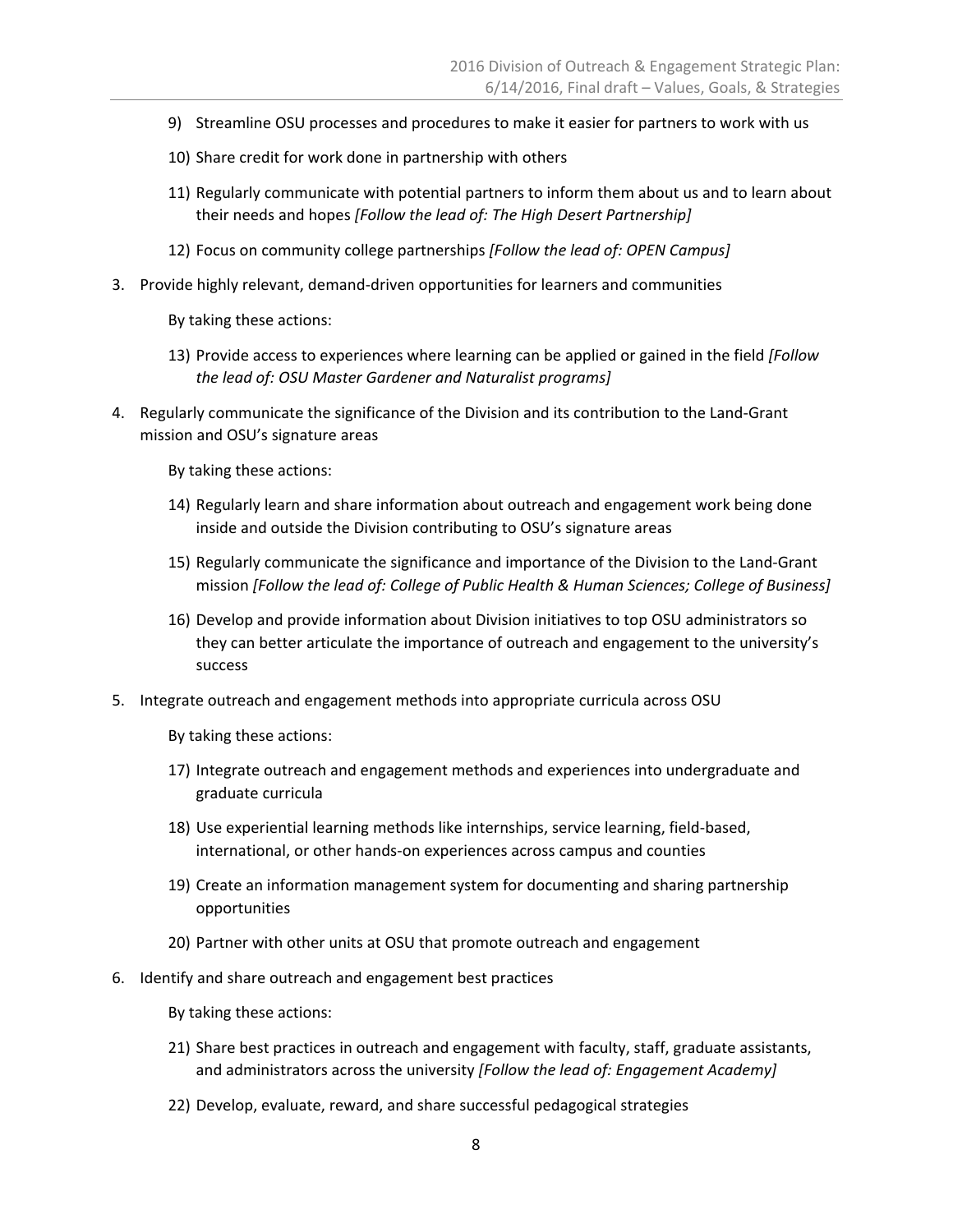9) Streamline OSU processes and procedures to make it easier for partners to work with us

10) Share credit for work done in partnership with others

11) Regularly communicate with potential partners to inform them about us and to learn about their needs and hopes *[Follow the lead of: The High Desert Partnership]*

12) Focus on community college partnerships *[Follow the lead of: OPEN Campus]*

3. Provide highly relevant, demand-driven opportunities for learners and communities

   By taking these actions:

   13) Provide access to experiences where learning can be applied or gained in the field *[Follow the lead of: OSU Master Gardener and Naturalist programs]*

4. Regularly communicate the significance of the Division and its contribution to the Land-Grant mission and OSU's signature areas

   By taking these actions:

   14) Regularly learn and share information about outreach and engagement work being done inside and outside the Division contributing to OSU's signature areas

   15) Regularly communicate the significance and importance of the Division to the Land-Grant mission *[Follow the lead of: College of Public Health & Human Sciences; College of Business]*

   16) Develop and provide information about Division initiatives to top OSU administrators so they can better articulate the importance of outreach and engagement to the university's success

5. Integrate outreach and engagement methods into appropriate curricula across OSU

   By taking these actions:

   17) Integrate outreach and engagement methods and experiences into undergraduate and graduate curricula

   18) Use experiential learning methods like internships, service learning, field-based, international, or other hands-on experiences across campus and counties

   19) Create an information management system for documenting and sharing partnership opportunities

   20) Partner with other units at OSU that promote outreach and engagement

6. Identify and share outreach and engagement best practices

   By taking these actions:

   21) Share best practices in outreach and engagement with faculty, staff, graduate assistants, and administrators across the university *[Follow the lead of: Engagement Academy]*

   22) Develop, evaluate, reward, and share successful pedagogical strategies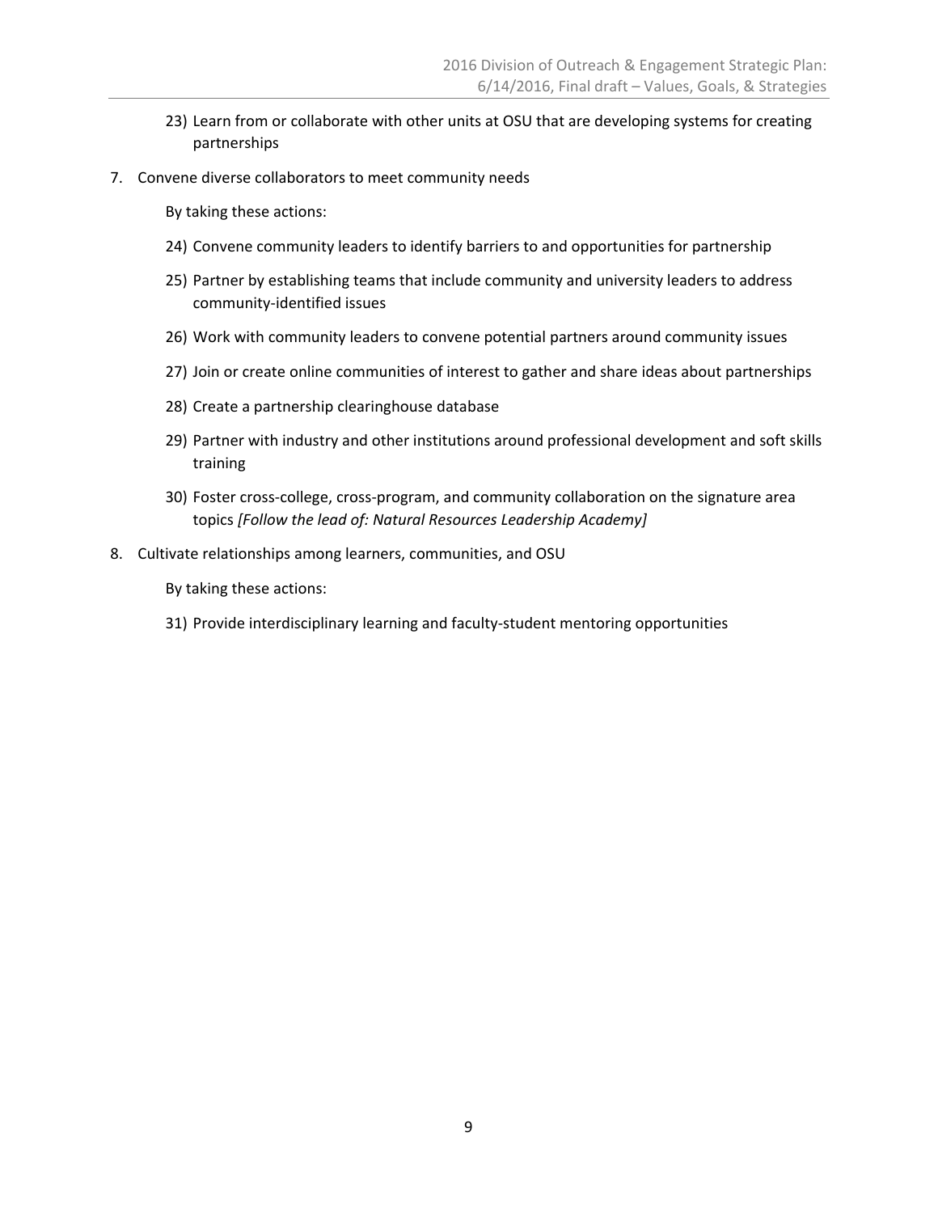23) Learn from or collaborate with other units at OSU that are developing systems for creating partnerships

7. Convene diverse collaborators to meet community needs

   By taking these actions:

   24) Convene community leaders to identify barriers to and opportunities for partnership

   25) Partner by establishing teams that include community and university leaders to address community-identified issues

   26) Work with community leaders to convene potential partners around community issues

   27) Join or create online communities of interest to gather and share ideas about partnerships

   28) Create a partnership clearinghouse database

   29) Partner with industry and other institutions around professional development and soft skills training

   30) Foster cross-college, cross-program, and community collaboration on the signature area topics *[Follow the lead of: Natural Resources Leadership Academy]*

8. Cultivate relationships among learners, communities, and OSU

   By taking these actions:

   31) Provide interdisciplinary learning and faculty-student mentoring opportunities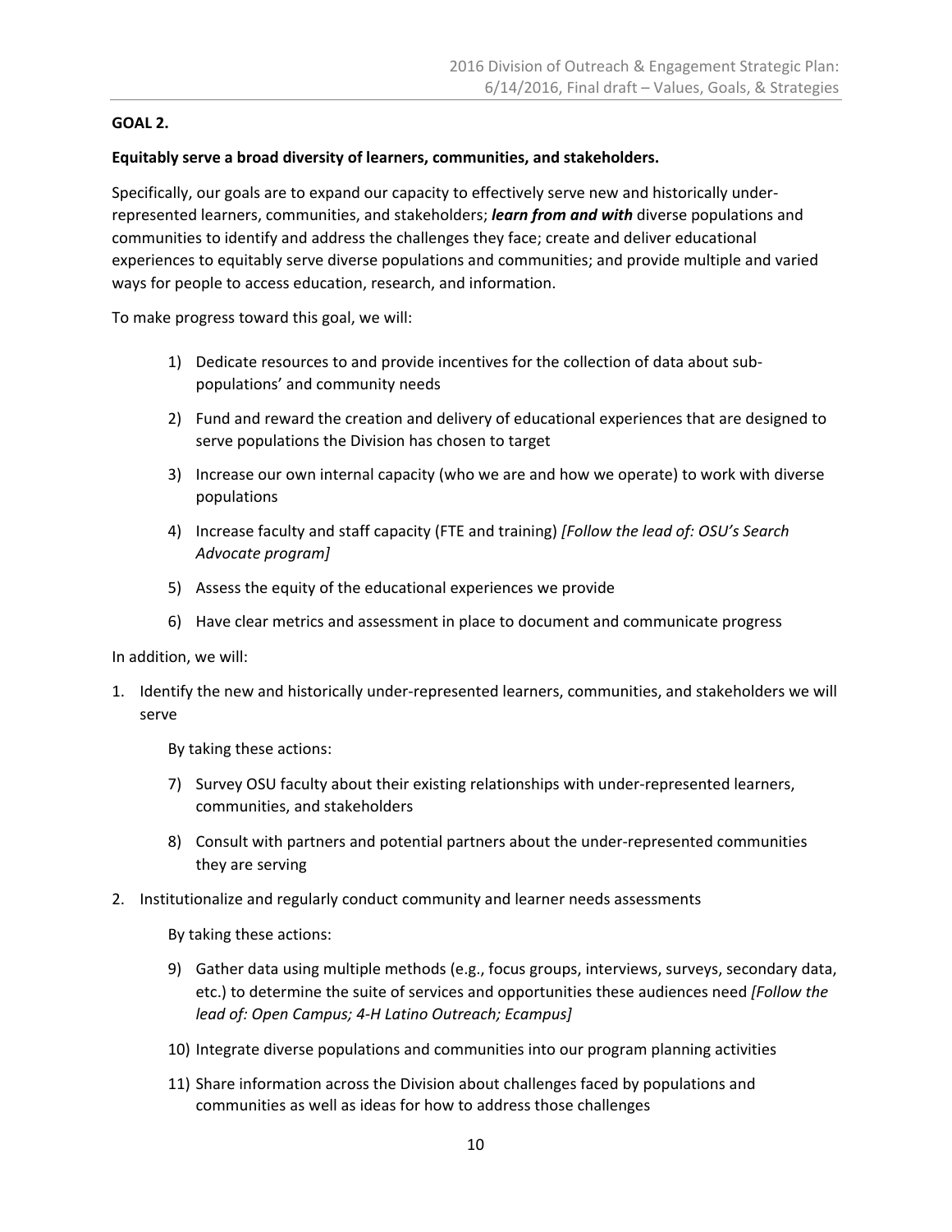**GOAL 2.**

**Equitably serve a broad diversity of learners, communities, and stakeholders.**

Specifically, our goals are to expand our capacity to effectively serve new and historically under-represented learners, communities, and stakeholders; ***learn from and with*** diverse populations and communities to identify and address the challenges they face; create and deliver educational experiences to equitably serve diverse populations and communities; and provide multiple and varied ways for people to access education, research, and information.

To make progress toward this goal, we will:

1) Dedicate resources to and provide incentives for the collection of data about sub-populations' and community needs
2) Fund and reward the creation and delivery of educational experiences that are designed to serve populations the Division has chosen to target
3) Increase our own internal capacity (who we are and how we operate) to work with diverse populations
4) Increase faculty and staff capacity (FTE and training) *[Follow the lead of: OSU's Search Advocate program]*
5) Assess the equity of the educational experiences we provide
6) Have clear metrics and assessment in place to document and communicate progress

In addition, we will:

1. Identify the new and historically under-represented learners, communities, and stakeholders we will serve

   By taking these actions:

   7) Survey OSU faculty about their existing relationships with under-represented learners, communities, and stakeholders
   8) Consult with partners and potential partners about the under-represented communities they are serving

2. Institutionalize and regularly conduct community and learner needs assessments

   By taking these actions:

   9) Gather data using multiple methods (e.g., focus groups, interviews, surveys, secondary data, etc.) to determine the suite of services and opportunities these audiences need *[Follow the lead of: Open Campus; 4-H Latino Outreach; Ecampus]*
   10) Integrate diverse populations and communities into our program planning activities
   11) Share information across the Division about challenges faced by populations and communities as well as ideas for how to address those challenges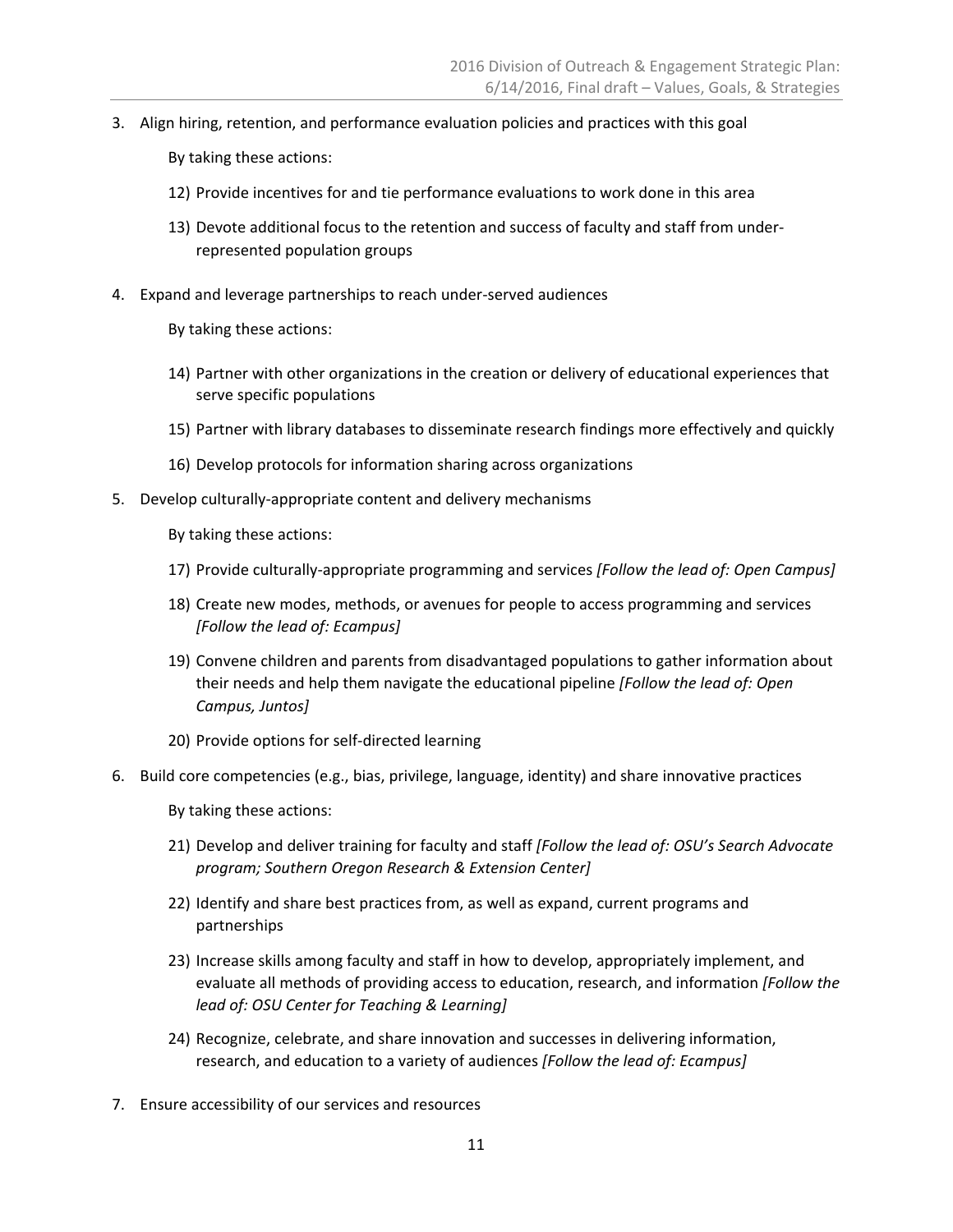3. Align hiring, retention, and performance evaluation policies and practices with this goal

    By taking these actions:

    12) Provide incentives for and tie performance evaluations to work done in this area

    13) Devote additional focus to the retention and success of faculty and staff from under-represented population groups

4. Expand and leverage partnerships to reach under-served audiences

    By taking these actions:

    14) Partner with other organizations in the creation or delivery of educational experiences that serve specific populations

    15) Partner with library databases to disseminate research findings more effectively and quickly

    16) Develop protocols for information sharing across organizations

5. Develop culturally-appropriate content and delivery mechanisms

    By taking these actions:

    17) Provide culturally-appropriate programming and services *[Follow the lead of: Open Campus]*

    18) Create new modes, methods, or avenues for people to access programming and services *[Follow the lead of: Ecampus]*

    19) Convene children and parents from disadvantaged populations to gather information about their needs and help them navigate the educational pipeline *[Follow the lead of: Open Campus, Juntos]*

    20) Provide options for self-directed learning

6. Build core competencies (e.g., bias, privilege, language, identity) and share innovative practices

    By taking these actions:

    21) Develop and deliver training for faculty and staff *[Follow the lead of: OSU's Search Advocate program; Southern Oregon Research & Extension Center]*

    22) Identify and share best practices from, as well as expand, current programs and partnerships

    23) Increase skills among faculty and staff in how to develop, appropriately implement, and evaluate all methods of providing access to education, research, and information *[Follow the lead of: OSU Center for Teaching & Learning]*

    24) Recognize, celebrate, and share innovation and successes in delivering information, research, and education to a variety of audiences *[Follow the lead of: Ecampus]*

7. Ensure accessibility of our services and resources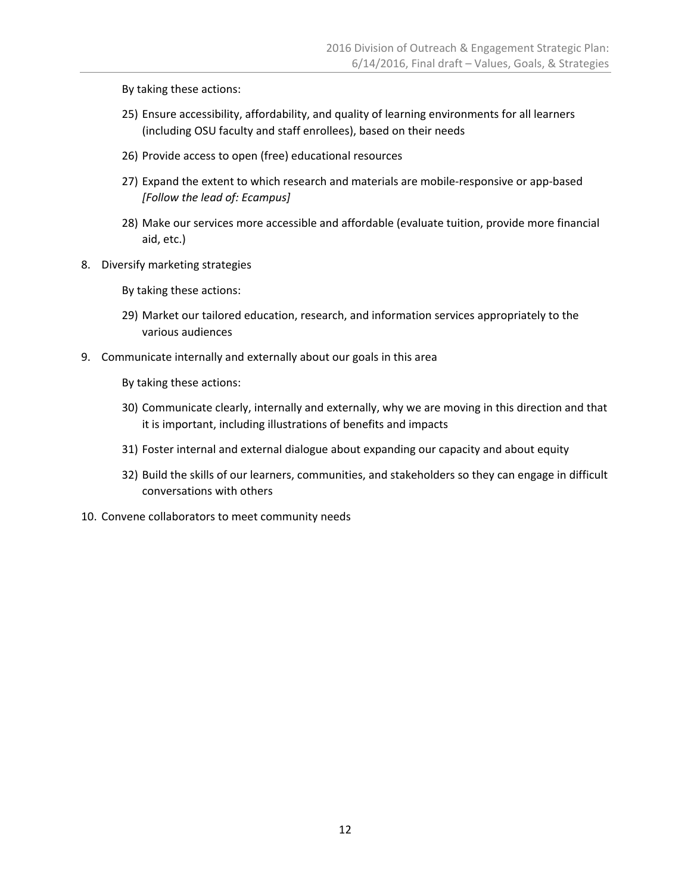By taking these actions:

25) Ensure accessibility, affordability, and quality of learning environments for all learners (including OSU faculty and staff enrollees), based on their needs
26) Provide access to open (free) educational resources
27) Expand the extent to which research and materials are mobile-responsive or app-based *[Follow the lead of: Ecampus]*
28) Make our services more accessible and affordable (evaluate tuition, provide more financial aid, etc.)

8. Diversify marketing strategies

By taking these actions:

29) Market our tailored education, research, and information services appropriately to the various audiences

9. Communicate internally and externally about our goals in this area

By taking these actions:

30) Communicate clearly, internally and externally, why we are moving in this direction and that it is important, including illustrations of benefits and impacts
31) Foster internal and external dialogue about expanding our capacity and about equity
32) Build the skills of our learners, communities, and stakeholders so they can engage in difficult conversations with others

10. Convene collaborators to meet community needs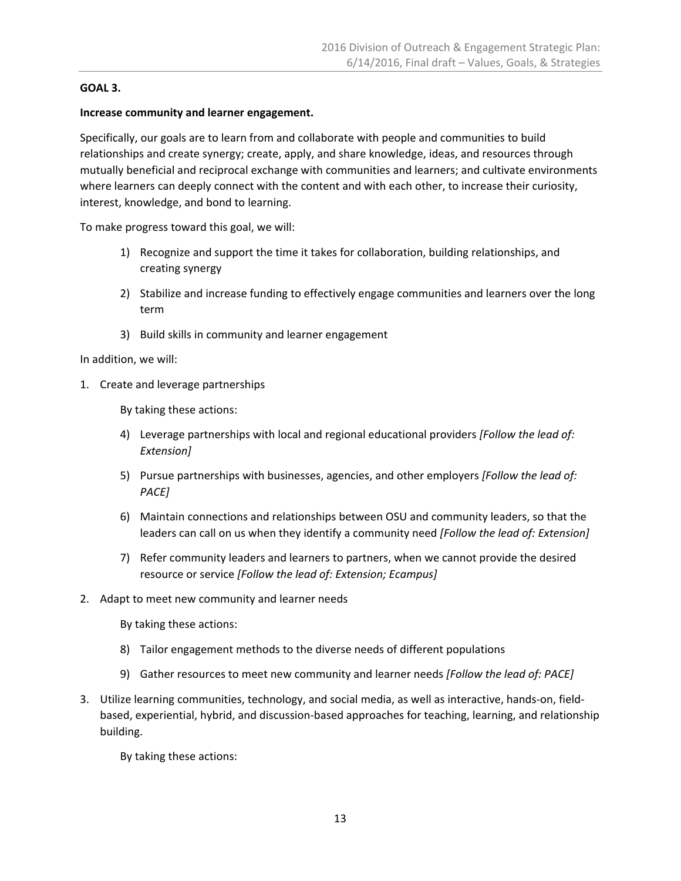**GOAL 3.**

**Increase community and learner engagement.**

Specifically, our goals are to learn from and collaborate with people and communities to build relationships and create synergy; create, apply, and share knowledge, ideas, and resources through mutually beneficial and reciprocal exchange with communities and learners; and cultivate environments where learners can deeply connect with the content and with each other, to increase their curiosity, interest, knowledge, and bond to learning.

To make progress toward this goal, we will:

1) Recognize and support the time it takes for collaboration, building relationships, and creating synergy
2) Stabilize and increase funding to effectively engage communities and learners over the long term
3) Build skills in community and learner engagement

In addition, we will:

1. Create and leverage partnerships

   By taking these actions:

   4) Leverage partnerships with local and regional educational providers *[Follow the lead of: Extension]*
   5) Pursue partnerships with businesses, agencies, and other employers *[Follow the lead of: PACE]*
   6) Maintain connections and relationships between OSU and community leaders, so that the leaders can call on us when they identify a community need *[Follow the lead of: Extension]*
   7) Refer community leaders and learners to partners, when we cannot provide the desired resource or service *[Follow the lead of: Extension; Ecampus]*

2. Adapt to meet new community and learner needs

   By taking these actions:

   8) Tailor engagement methods to the diverse needs of different populations
   9) Gather resources to meet new community and learner needs *[Follow the lead of: PACE]*

3. Utilize learning communities, technology, and social media, as well as interactive, hands-on, field-based, experiential, hybrid, and discussion-based approaches for teaching, learning, and relationship building.

   By taking these actions: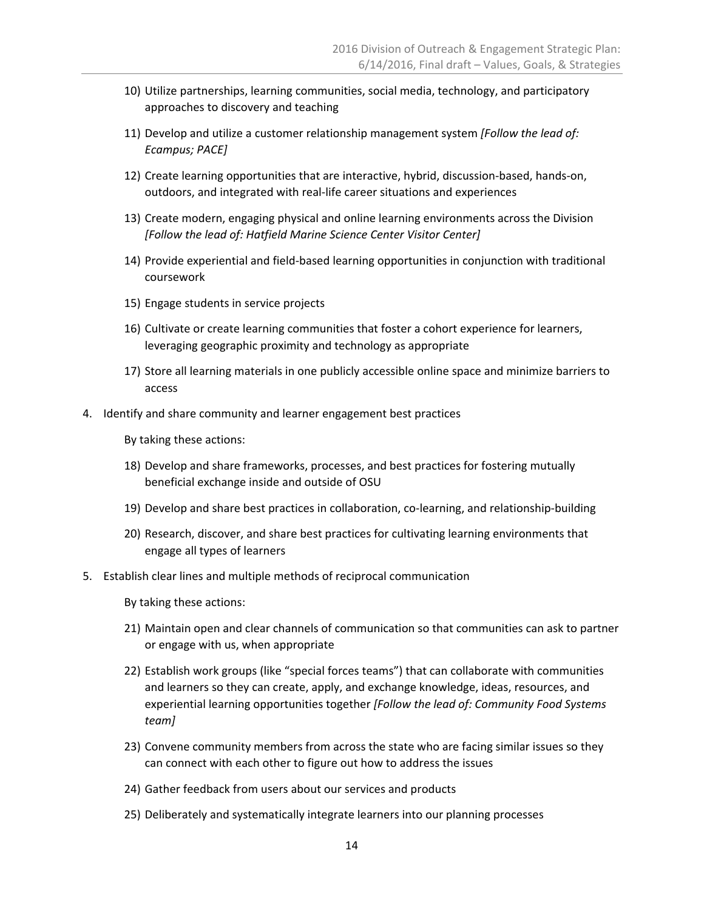10) Utilize partnerships, learning communities, social media, technology, and participatory approaches to discovery and teaching

11) Develop and utilize a customer relationship management system *[Follow the lead of: Ecampus; PACE]*

12) Create learning opportunities that are interactive, hybrid, discussion-based, hands-on, outdoors, and integrated with real-life career situations and experiences

13) Create modern, engaging physical and online learning environments across the Division *[Follow the lead of: Hatfield Marine Science Center Visitor Center]*

14) Provide experiential and field-based learning opportunities in conjunction with traditional coursework

15) Engage students in service projects

16) Cultivate or create learning communities that foster a cohort experience for learners, leveraging geographic proximity and technology as appropriate

17) Store all learning materials in one publicly accessible online space and minimize barriers to access

4. Identify and share community and learner engagement best practices

   By taking these actions:

   18) Develop and share frameworks, processes, and best practices for fostering mutually beneficial exchange inside and outside of OSU

   19) Develop and share best practices in collaboration, co-learning, and relationship-building

   20) Research, discover, and share best practices for cultivating learning environments that engage all types of learners

5. Establish clear lines and multiple methods of reciprocal communication

   By taking these actions:

   21) Maintain open and clear channels of communication so that communities can ask to partner or engage with us, when appropriate

   22) Establish work groups (like "special forces teams") that can collaborate with communities and learners so they can create, apply, and exchange knowledge, ideas, resources, and experiential learning opportunities together *[Follow the lead of: Community Food Systems team]*

   23) Convene community members from across the state who are facing similar issues so they can connect with each other to figure out how to address the issues

   24) Gather feedback from users about our services and products

   25) Deliberately and systematically integrate learners into our planning processes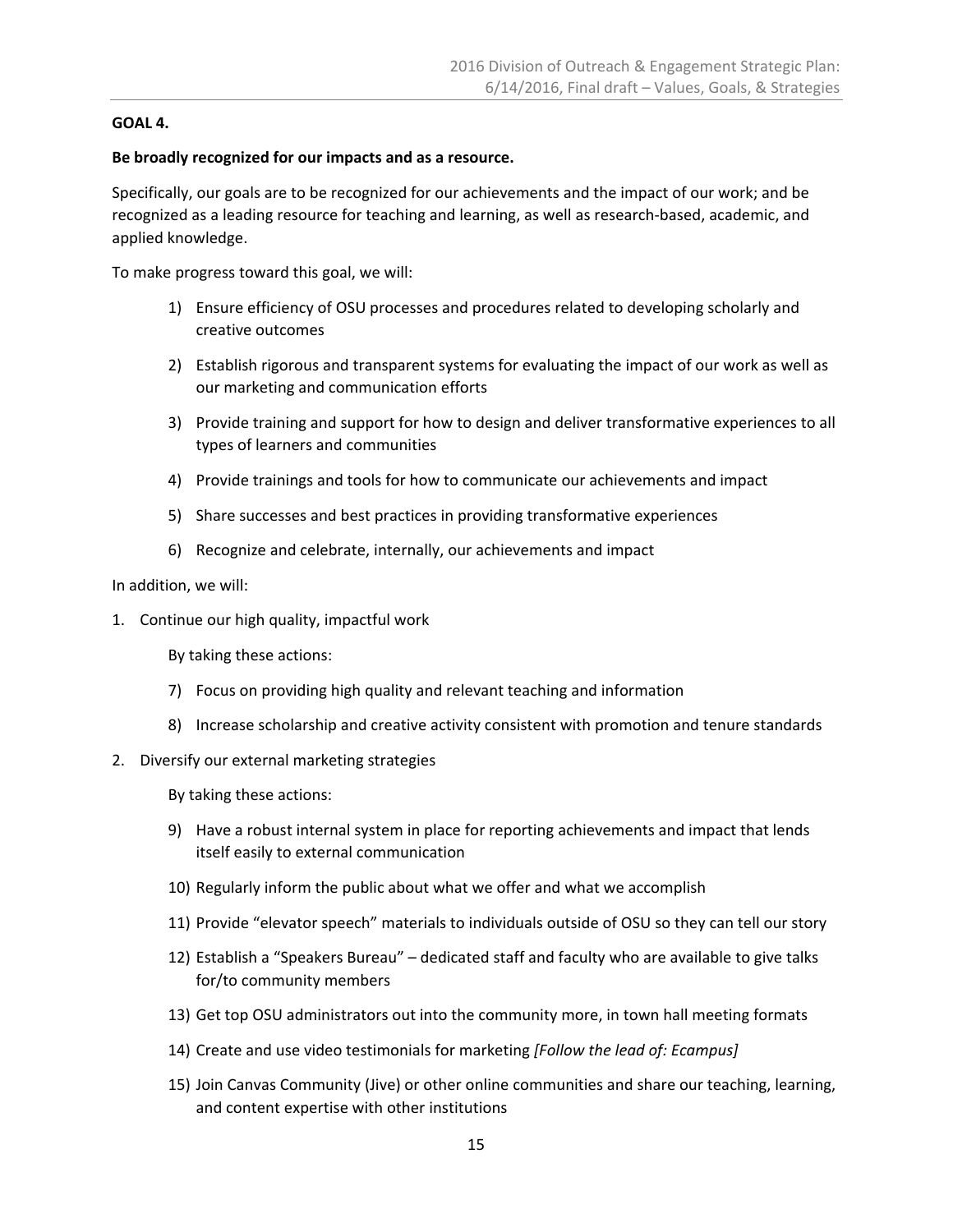**GOAL 4.**

**Be broadly recognized for our impacts and as a resource.**

Specifically, our goals are to be recognized for our achievements and the impact of our work; and be recognized as a leading resource for teaching and learning, as well as research-based, academic, and applied knowledge.

To make progress toward this goal, we will:

1) Ensure efficiency of OSU processes and procedures related to developing scholarly and creative outcomes
2) Establish rigorous and transparent systems for evaluating the impact of our work as well as our marketing and communication efforts
3) Provide training and support for how to design and deliver transformative experiences to all types of learners and communities
4) Provide trainings and tools for how to communicate our achievements and impact
5) Share successes and best practices in providing transformative experiences
6) Recognize and celebrate, internally, our achievements and impact

In addition, we will:

1. Continue our high quality, impactful work

   By taking these actions:

   7) Focus on providing high quality and relevant teaching and information
   8) Increase scholarship and creative activity consistent with promotion and tenure standards

2. Diversify our external marketing strategies

   By taking these actions:

   9) Have a robust internal system in place for reporting achievements and impact that lends itself easily to external communication
   10) Regularly inform the public about what we offer and what we accomplish
   11) Provide "elevator speech" materials to individuals outside of OSU so they can tell our story
   12) Establish a "Speakers Bureau" – dedicated staff and faculty who are available to give talks for/to community members
   13) Get top OSU administrators out into the community more, in town hall meeting formats
   14) Create and use video testimonials for marketing *[Follow the lead of: Ecampus]*
   15) Join Canvas Community (Jive) or other online communities and share our teaching, learning, and content expertise with other institutions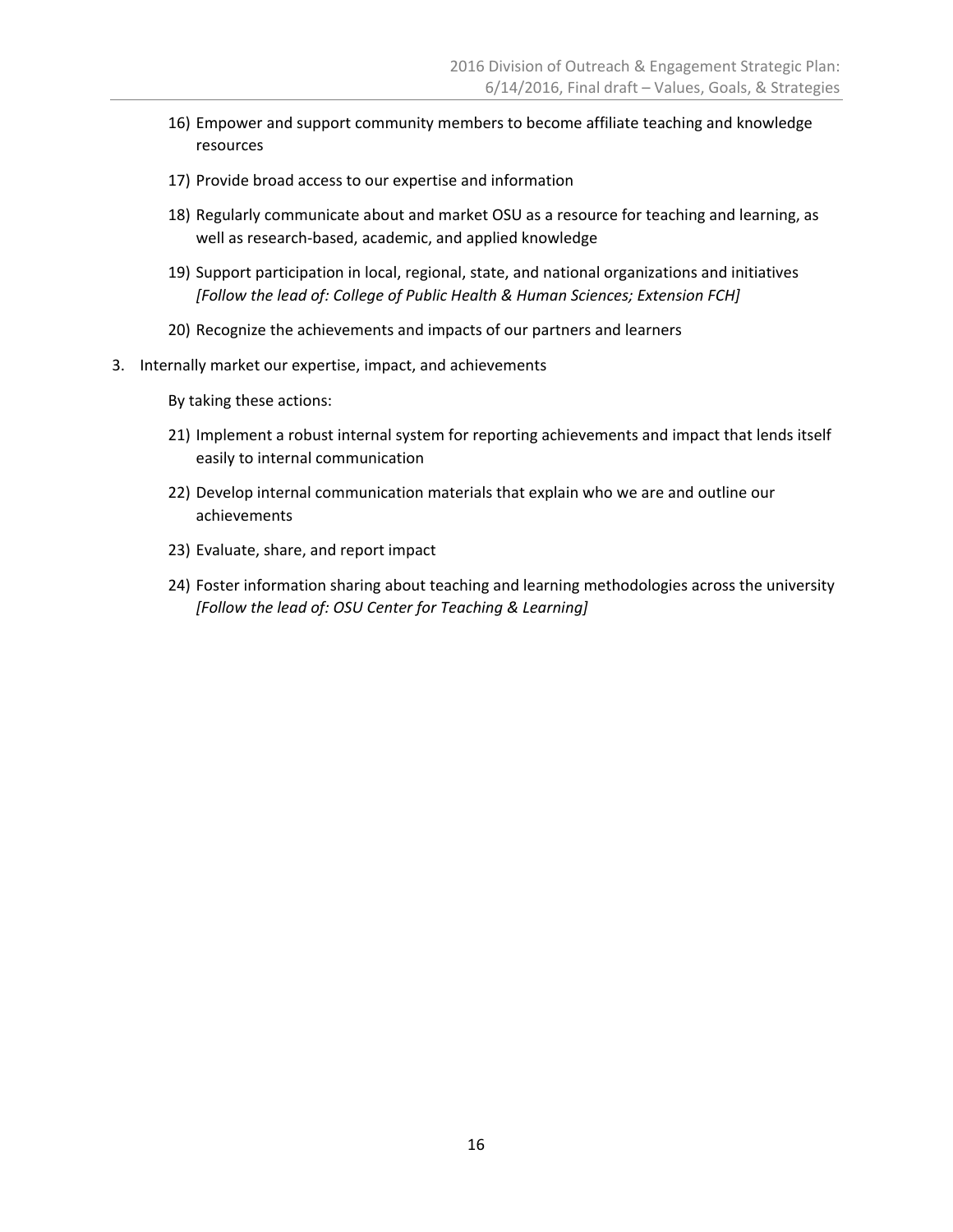16) Empower and support community members to become affiliate teaching and knowledge resources

17) Provide broad access to our expertise and information

18) Regularly communicate about and market OSU as a resource for teaching and learning, as well as research-based, academic, and applied knowledge

19) Support participation in local, regional, state, and national organizations and initiatives *[Follow the lead of: College of Public Health & Human Sciences; Extension FCH]*

20) Recognize the achievements and impacts of our partners and learners

3. Internally market our expertise, impact, and achievements

   By taking these actions:

21) Implement a robust internal system for reporting achievements and impact that lends itself easily to internal communication

22) Develop internal communication materials that explain who we are and outline our achievements

23) Evaluate, share, and report impact

24) Foster information sharing about teaching and learning methodologies across the university *[Follow the lead of: OSU Center for Teaching & Learning]*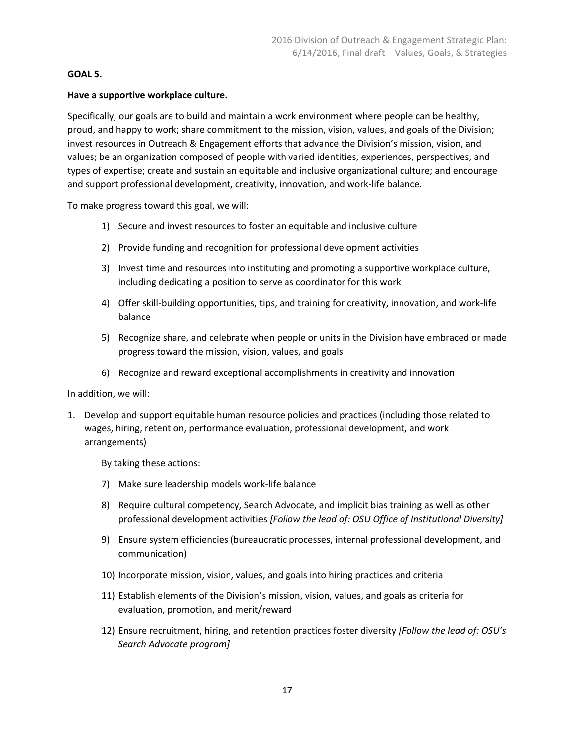**GOAL 5.**

**Have a supportive workplace culture.**

Specifically, our goals are to build and maintain a work environment where people can be healthy, proud, and happy to work; share commitment to the mission, vision, values, and goals of the Division; invest resources in Outreach & Engagement efforts that advance the Division's mission, vision, and values; be an organization composed of people with varied identities, experiences, perspectives, and types of expertise; create and sustain an equitable and inclusive organizational culture; and encourage and support professional development, creativity, innovation, and work-life balance.

To make progress toward this goal, we will:

1) Secure and invest resources to foster an equitable and inclusive culture
2) Provide funding and recognition for professional development activities
3) Invest time and resources into instituting and promoting a supportive workplace culture, including dedicating a position to serve as coordinator for this work
4) Offer skill-building opportunities, tips, and training for creativity, innovation, and work-life balance
5) Recognize share, and celebrate when people or units in the Division have embraced or made progress toward the mission, vision, values, and goals
6) Recognize and reward exceptional accomplishments in creativity and innovation

In addition, we will:

1. Develop and support equitable human resource policies and practices (including those related to wages, hiring, retention, performance evaluation, professional development, and work arrangements)

   By taking these actions:

   7) Make sure leadership models work-life balance
   8) Require cultural competency, Search Advocate, and implicit bias training as well as other professional development activities *[Follow the lead of: OSU Office of Institutional Diversity]*
   9) Ensure system efficiencies (bureaucratic processes, internal professional development, and communication)
   10) Incorporate mission, vision, values, and goals into hiring practices and criteria
   11) Establish elements of the Division's mission, vision, values, and goals as criteria for evaluation, promotion, and merit/reward
   12) Ensure recruitment, hiring, and retention practices foster diversity *[Follow the lead of: OSU's Search Advocate program]*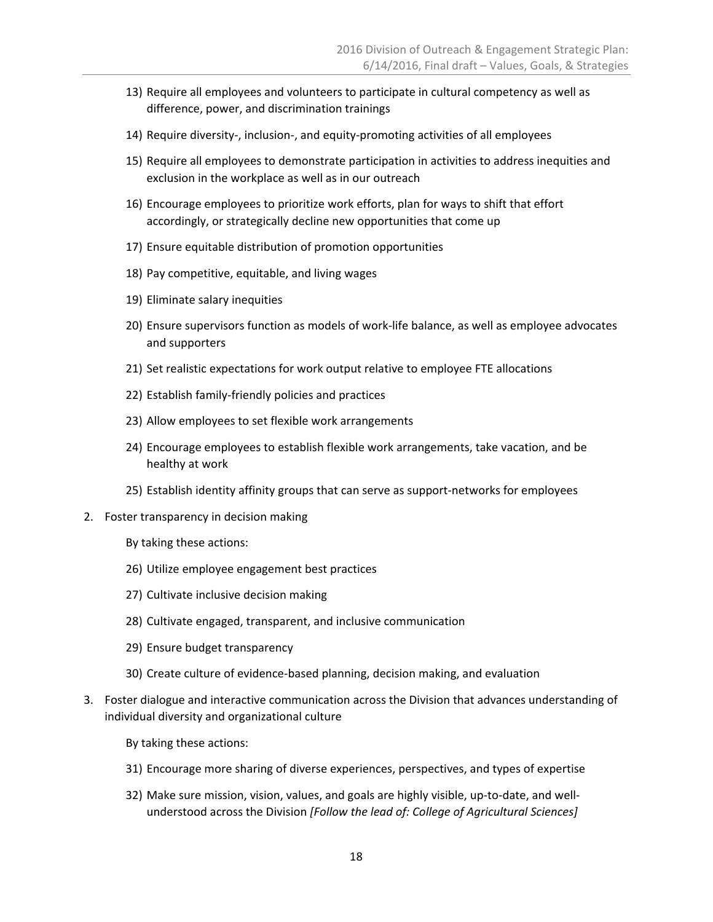13) Require all employees and volunteers to participate in cultural competency as well as difference, power, and discrimination trainings

14) Require diversity-, inclusion-, and equity-promoting activities of all employees

15) Require all employees to demonstrate participation in activities to address inequities and exclusion in the workplace as well as in our outreach

16) Encourage employees to prioritize work efforts, plan for ways to shift that effort accordingly, or strategically decline new opportunities that come up

17) Ensure equitable distribution of promotion opportunities

18) Pay competitive, equitable, and living wages

19) Eliminate salary inequities

20) Ensure supervisors function as models of work-life balance, as well as employee advocates and supporters

21) Set realistic expectations for work output relative to employee FTE allocations

22) Establish family-friendly policies and practices

23) Allow employees to set flexible work arrangements

24) Encourage employees to establish flexible work arrangements, take vacation, and be healthy at work

25) Establish identity affinity groups that can serve as support-networks for employees

2. Foster transparency in decision making

   By taking these actions:

   26) Utilize employee engagement best practices

   27) Cultivate inclusive decision making

   28) Cultivate engaged, transparent, and inclusive communication

   29) Ensure budget transparency

   30) Create culture of evidence-based planning, decision making, and evaluation

3. Foster dialogue and interactive communication across the Division that advances understanding of individual diversity and organizational culture

   By taking these actions:

   31) Encourage more sharing of diverse experiences, perspectives, and types of expertise

   32) Make sure mission, vision, values, and goals are highly visible, up-to-date, and well-understood across the Division *[Follow the lead of: College of Agricultural Sciences]*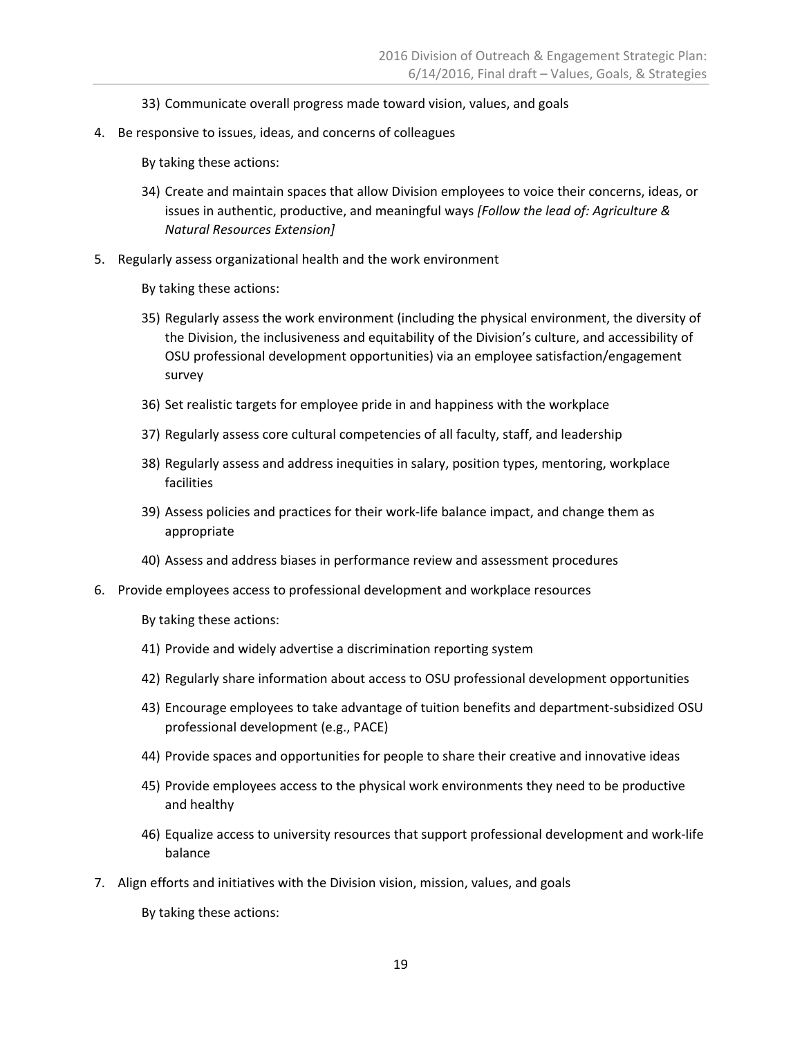33) Communicate overall progress made toward vision, values, and goals

4. Be responsive to issues, ideas, and concerns of colleagues

   By taking these actions:

   34) Create and maintain spaces that allow Division employees to voice their concerns, ideas, or issues in authentic, productive, and meaningful ways *[Follow the lead of: Agriculture & Natural Resources Extension]*

5. Regularly assess organizational health and the work environment

   By taking these actions:

   35) Regularly assess the work environment (including the physical environment, the diversity of the Division, the inclusiveness and equitability of the Division's culture, and accessibility of OSU professional development opportunities) via an employee satisfaction/engagement survey

   36) Set realistic targets for employee pride in and happiness with the workplace

   37) Regularly assess core cultural competencies of all faculty, staff, and leadership

   38) Regularly assess and address inequities in salary, position types, mentoring, workplace facilities

   39) Assess policies and practices for their work-life balance impact, and change them as appropriate

   40) Assess and address biases in performance review and assessment procedures

6. Provide employees access to professional development and workplace resources

   By taking these actions:

   41) Provide and widely advertise a discrimination reporting system

   42) Regularly share information about access to OSU professional development opportunities

   43) Encourage employees to take advantage of tuition benefits and department-subsidized OSU professional development (e.g., PACE)

   44) Provide spaces and opportunities for people to share their creative and innovative ideas

   45) Provide employees access to the physical work environments they need to be productive and healthy

   46) Equalize access to university resources that support professional development and work-life balance

7. Align efforts and initiatives with the Division vision, mission, values, and goals

   By taking these actions: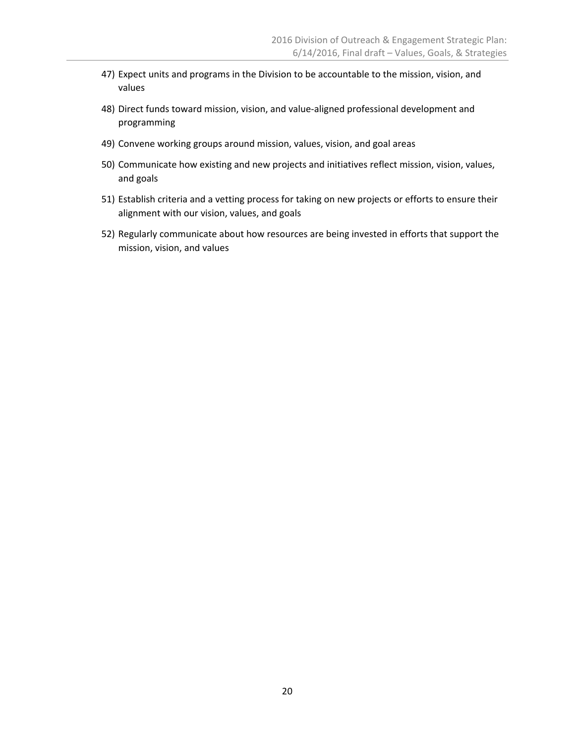47) Expect units and programs in the Division to be accountable to the mission, vision, and values

48) Direct funds toward mission, vision, and value-aligned professional development and programming

49) Convene working groups around mission, values, vision, and goal areas

50) Communicate how existing and new projects and initiatives reflect mission, vision, values, and goals

51) Establish criteria and a vetting process for taking on new projects or efforts to ensure their alignment with our vision, values, and goals

52) Regularly communicate about how resources are being invested in efforts that support the mission, vision, and values